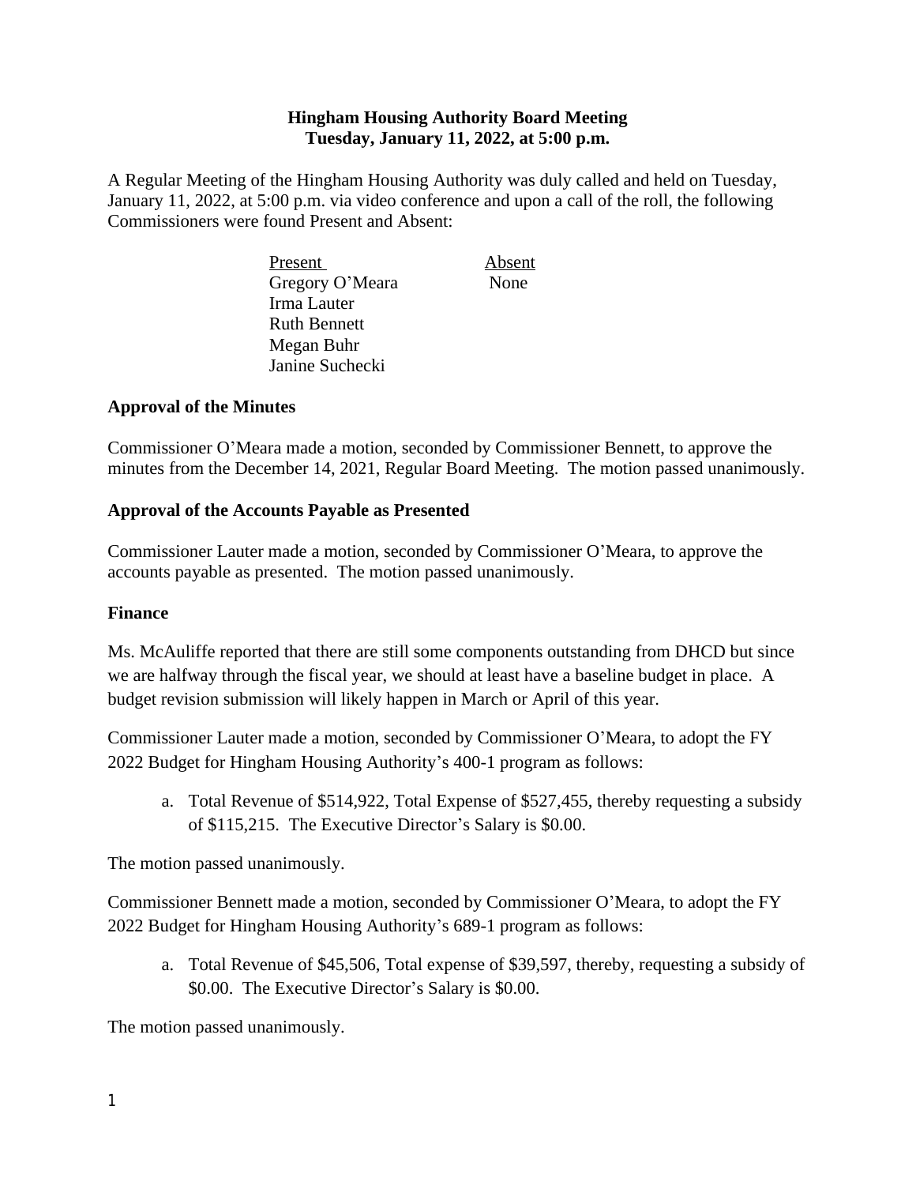# Hingham Housing Authority Board Meeting
## Tuesday, January 11, 2022, at 5:00 p.m.

A Regular Meeting of the Hingham Housing Authority was duly called and held on Tuesday, January 11, 2022, at 5:00 p.m. via video conference and upon a call of the roll, the following Commissioners were found Present and Absent:

| Present | Absent |
|---|---|
| Gregory O'Meara | None |
| Irma Lauter | |
| Ruth Bennett | |
| Megan Buhr | |
| Janine Suchecki | |

**Approval of the Minutes**

Commissioner O'Meara made a motion, seconded by Commissioner Bennett, to approve the minutes from the December 14, 2021, Regular Board Meeting. The motion passed unanimously.

**Approval of the Accounts Payable as Presented**

Commissioner Lauter made a motion, seconded by Commissioner O'Meara, to approve the accounts payable as presented. The motion passed unanimously.

**Finance**

Ms. McAuliffe reported that there are still some components outstanding from DHCD but since we are halfway through the fiscal year, we should at least have a baseline budget in place. A budget revision submission will likely happen in March or April of this year.

Commissioner Lauter made a motion, seconded by Commissioner O'Meara, to adopt the FY 2022 Budget for Hingham Housing Authority's 400-1 program as follows:

a. Total Revenue of $514,922, Total Expense of $527,455, thereby requesting a subsidy of $115,215. The Executive Director's Salary is $0.00.

The motion passed unanimously.

Commissioner Bennett made a motion, seconded by Commissioner O'Meara, to adopt the FY 2022 Budget for Hingham Housing Authority's 689-1 program as follows:

a. Total Revenue of $45,506, Total expense of $39,597, thereby, requesting a subsidy of $0.00. The Executive Director's Salary is $0.00.

The motion passed unanimously.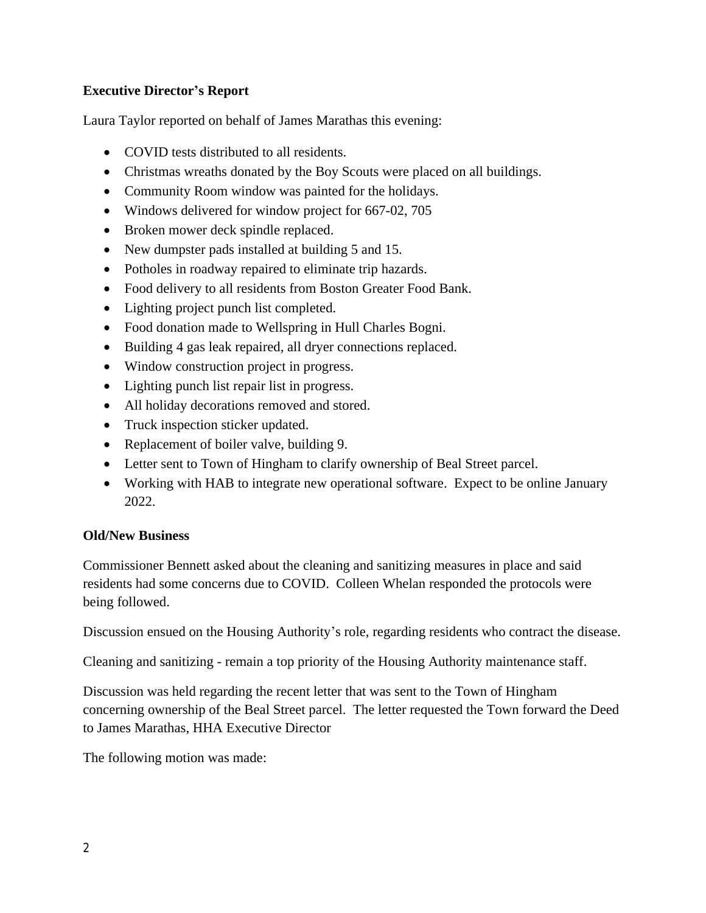**Executive Director's Report**

Laura Taylor reported on behalf of James Marathas this evening:

- COVID tests distributed to all residents.
- Christmas wreaths donated by the Boy Scouts were placed on all buildings.
- Community Room window was painted for the holidays.
- Windows delivered for window project for 667-02, 705
- Broken mower deck spindle replaced.
- New dumpster pads installed at building 5 and 15.
- Potholes in roadway repaired to eliminate trip hazards.
- Food delivery to all residents from Boston Greater Food Bank.
- Lighting project punch list completed.
- Food donation made to Wellspring in Hull Charles Bogni.
- Building 4 gas leak repaired, all dryer connections replaced.
- Window construction project in progress.
- Lighting punch list repair list in progress.
- All holiday decorations removed and stored.
- Truck inspection sticker updated.
- Replacement of boiler valve, building 9.
- Letter sent to Town of Hingham to clarify ownership of Beal Street parcel.
- Working with HAB to integrate new operational software. Expect to be online January 2022.

**Old/New Business**

Commissioner Bennett asked about the cleaning and sanitizing measures in place and said residents had some concerns due to COVID. Colleen Whelan responded the protocols were being followed.

Discussion ensued on the Housing Authority's role, regarding residents who contract the disease.

Cleaning and sanitizing - remain a top priority of the Housing Authority maintenance staff.

Discussion was held regarding the recent letter that was sent to the Town of Hingham concerning ownership of the Beal Street parcel. The letter requested the Town forward the Deed to James Marathas, HHA Executive Director

The following motion was made: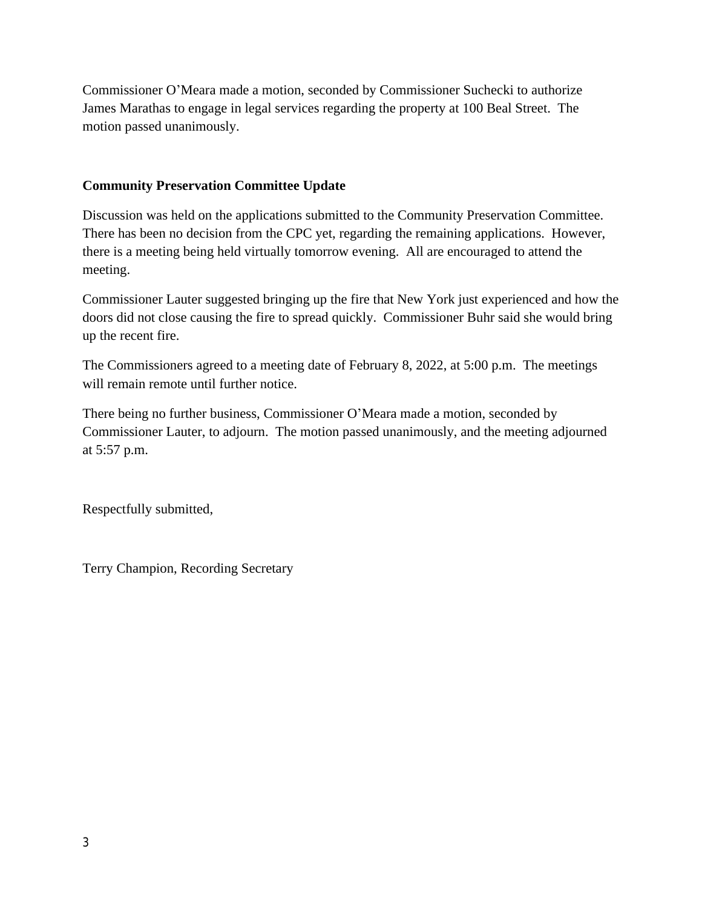Commissioner O'Meara made a motion, seconded by Commissioner Suchecki to authorize James Marathas to engage in legal services regarding the property at 100 Beal Street. The motion passed unanimously.

**Community Preservation Committee Update**

Discussion was held on the applications submitted to the Community Preservation Committee. There has been no decision from the CPC yet, regarding the remaining applications. However, there is a meeting being held virtually tomorrow evening. All are encouraged to attend the meeting.

Commissioner Lauter suggested bringing up the fire that New York just experienced and how the doors did not close causing the fire to spread quickly. Commissioner Buhr said she would bring up the recent fire.

The Commissioners agreed to a meeting date of February 8, 2022, at 5:00 p.m. The meetings will remain remote until further notice.

There being no further business, Commissioner O'Meara made a motion, seconded by Commissioner Lauter, to adjourn. The motion passed unanimously, and the meeting adjourned at 5:57 p.m.

Respectfully submitted,

Terry Champion, Recording Secretary